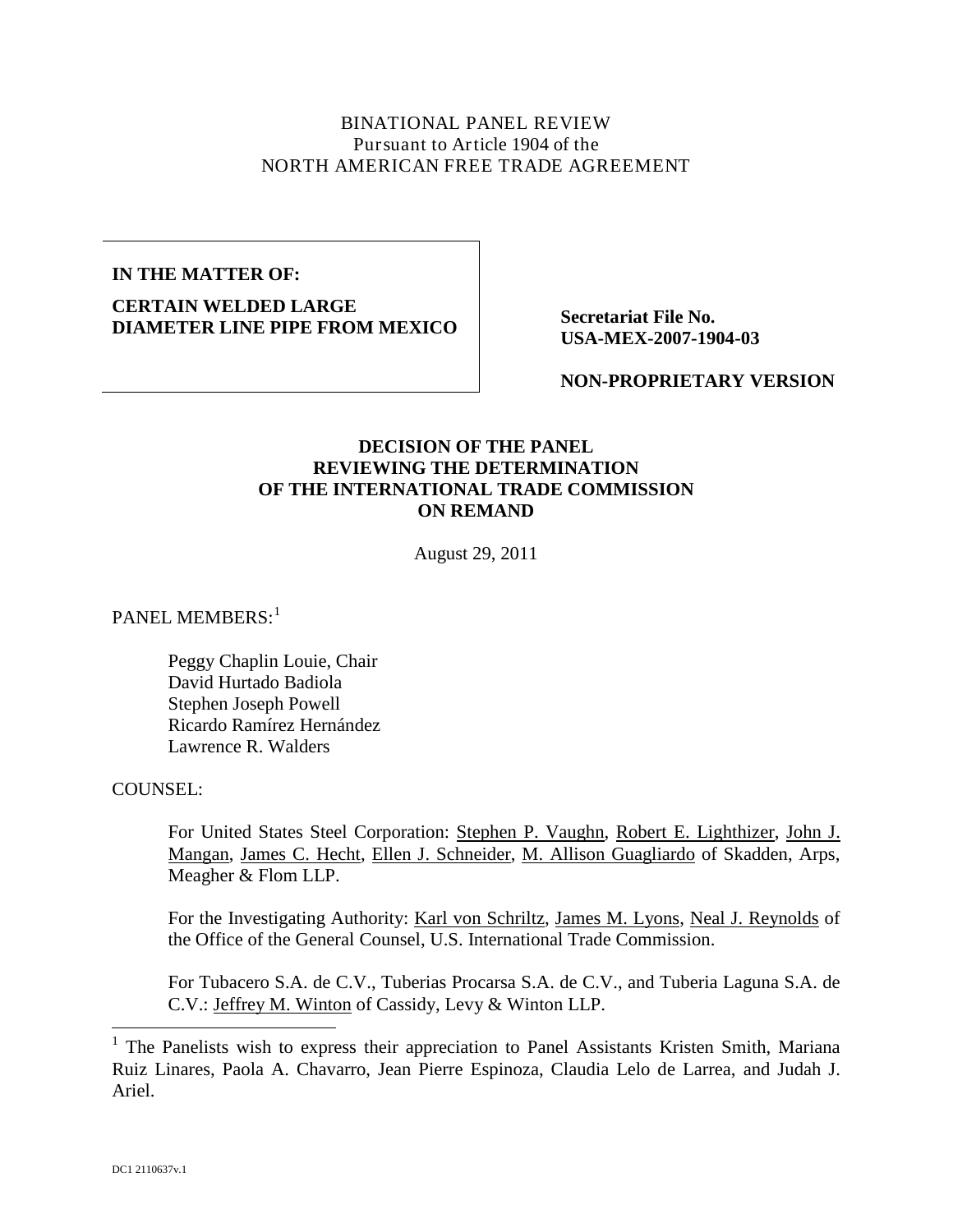BINATIONAL PANEL REVIEW
Pursuant to Article 1904 of the
NORTH AMERICAN FREE TRADE AGREEMENT

| **IN THE MATTER OF:** **CERTAIN WELDED LARGE DIAMETER LINE PIPE FROM MEXICO** | **Secretariat File No. USA-MEX-2007-1904-03** **NON-PROPRIETARY VERSION** |
|---|---|

**DECISION OF THE PANEL
REVIEWING THE DETERMINATION
OF THE INTERNATIONAL TRADE COMMISSION
ON REMAND**

August 29, 2011

PANEL MEMBERS:[1]

Peggy Chaplin Louie, Chair
David Hurtado Badiola
Stephen Joseph Powell
Ricardo Ramírez Hernández
Lawrence R. Walders

COUNSEL:

For United States Steel Corporation: Stephen P. Vaughn, Robert E. Lighthizer, John J. Mangan, James C. Hecht, Ellen J. Schneider, M. Allison Guagliardo of Skadden, Arps, Meagher & Flom LLP.

For the Investigating Authority: Karl von Schriltz, James M. Lyons, Neal J. Reynolds of the Office of the General Counsel, U.S. International Trade Commission.

For Tubacero S.A. de C.V., Tuberias Procarsa S.A. de C.V., and Tuberia Laguna S.A. de C.V.: Jeffrey M. Winton of Cassidy, Levy & Winton LLP.

[1] The Panelists wish to express their appreciation to Panel Assistants Kristen Smith, Mariana Ruiz Linares, Paola A. Chavarro, Jean Pierre Espinoza, Claudia Lelo de Larrea, and Judah J. Ariel.

DC1 2110637v.1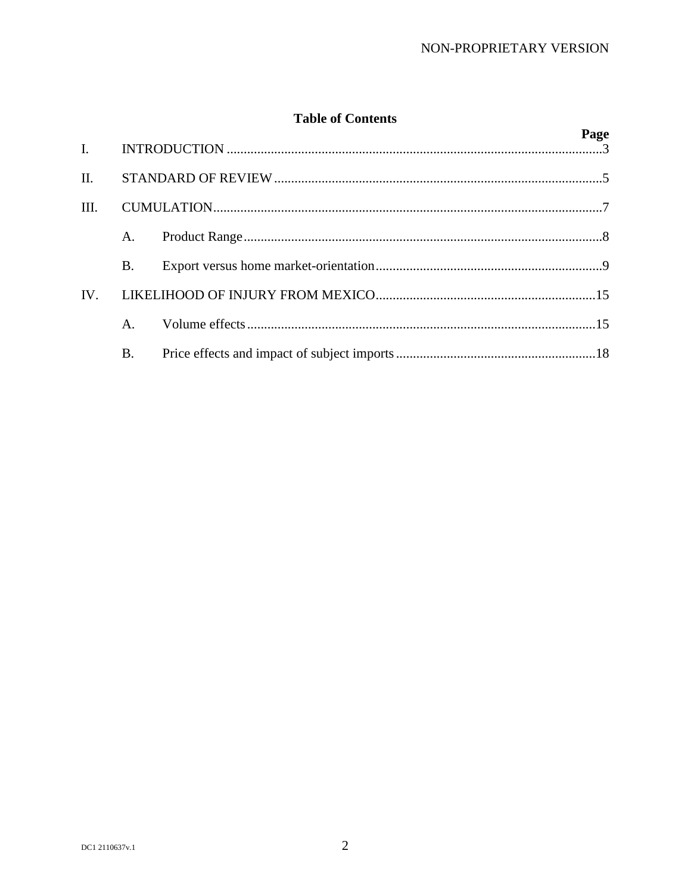## Table of Contents

| | | | Page |
|---|---|---|---|
| I. | INTRODUCTION | | 3 |
| II. | STANDARD OF REVIEW | | 5 |
| III. | CUMULATION | | 7 |
| | A. | Product Range | 8 |
| | B. | Export versus home market-orientation | 9 |
| IV. | LIKELIHOOD OF INJURY FROM MEXICO | | 15 |
| | A. | Volume effects | 15 |
| | B. | Price effects and impact of subject imports | 18 |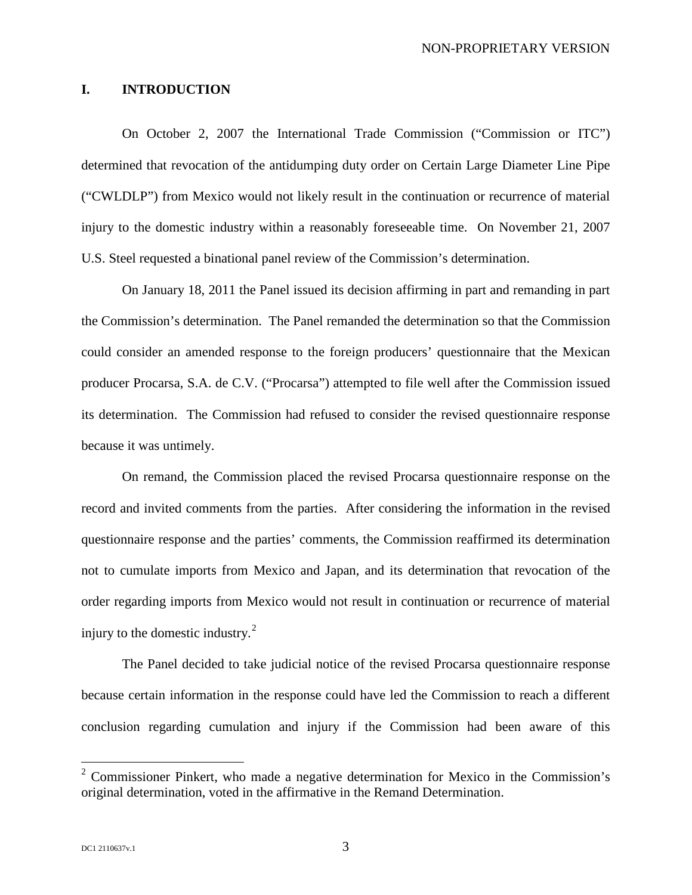## I. INTRODUCTION

On October 2, 2007 the International Trade Commission ("Commission or ITC") determined that revocation of the antidumping duty order on Certain Large Diameter Line Pipe ("CWLDLP") from Mexico would not likely result in the continuation or recurrence of material injury to the domestic industry within a reasonably foreseeable time. On November 21, 2007 U.S. Steel requested a binational panel review of the Commission's determination.

On January 18, 2011 the Panel issued its decision affirming in part and remanding in part the Commission's determination. The Panel remanded the determination so that the Commission could consider an amended response to the foreign producers' questionnaire that the Mexican producer Procarsa, S.A. de C.V. ("Procarsa") attempted to file well after the Commission issued its determination. The Commission had refused to consider the revised questionnaire response because it was untimely.

On remand, the Commission placed the revised Procarsa questionnaire response on the record and invited comments from the parties. After considering the information in the revised questionnaire response and the parties' comments, the Commission reaffirmed its determination not to cumulate imports from Mexico and Japan, and its determination that revocation of the order regarding imports from Mexico would not result in continuation or recurrence of material injury to the domestic industry.[2]

The Panel decided to take judicial notice of the revised Procarsa questionnaire response because certain information in the response could have led the Commission to reach a different conclusion regarding cumulation and injury if the Commission had been aware of this

[2] Commissioner Pinkert, who made a negative determination for Mexico in the Commission's original determination, voted in the affirmative in the Remand Determination.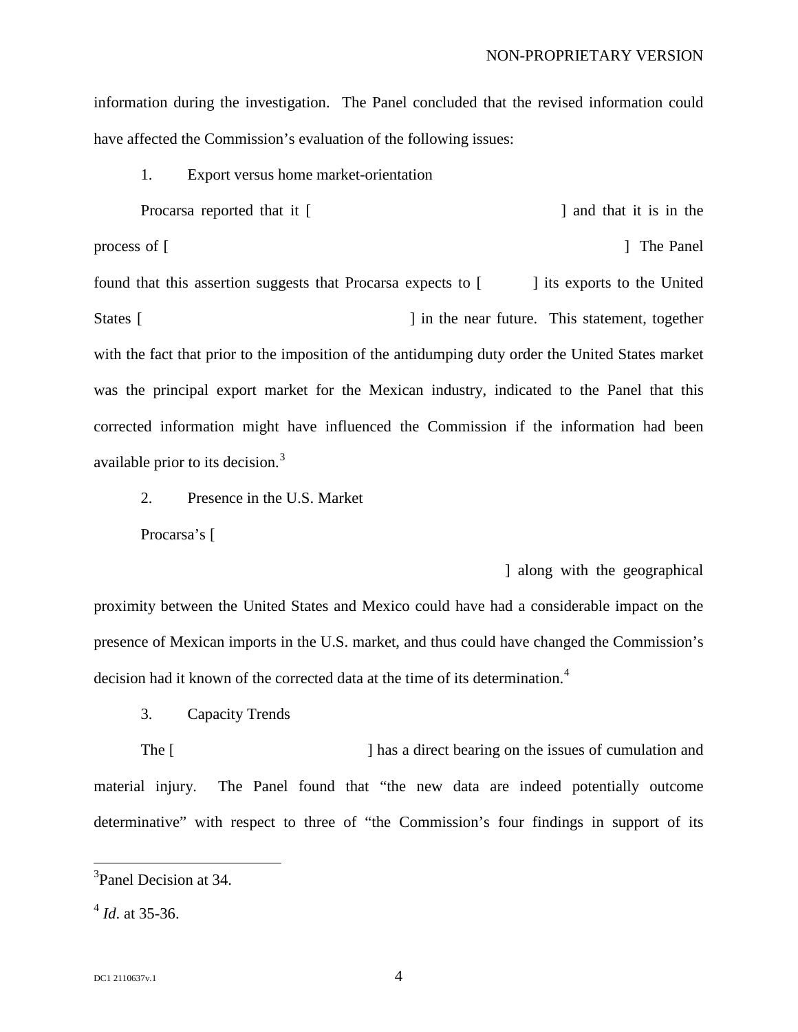information during the investigation. The Panel concluded that the revised information could have affected the Commission's evaluation of the following issues:

1. Export versus home market-orientation

Procarsa reported that it [ ] and that it is in the process of [ ] The Panel found that this assertion suggests that Procarsa expects to [ ] its exports to the United States [ ] in the near future. This statement, together with the fact that prior to the imposition of the antidumping duty order the United States market was the principal export market for the Mexican industry, indicated to the Panel that this corrected information might have influenced the Commission if the information had been available prior to its decision.[3]

2. Presence in the U.S. Market

Procarsa's [ ] along with the geographical proximity between the United States and Mexico could have had a considerable impact on the presence of Mexican imports in the U.S. market, and thus could have changed the Commission's decision had it known of the corrected data at the time of its determination.[4]

3. Capacity Trends

The [ ] has a direct bearing on the issues of cumulation and material injury. The Panel found that "the new data are indeed potentially outcome determinative" with respect to three of "the Commission's four findings in support of its

---

[3] Panel Decision at 34.

[4] *Id.* at 35-36.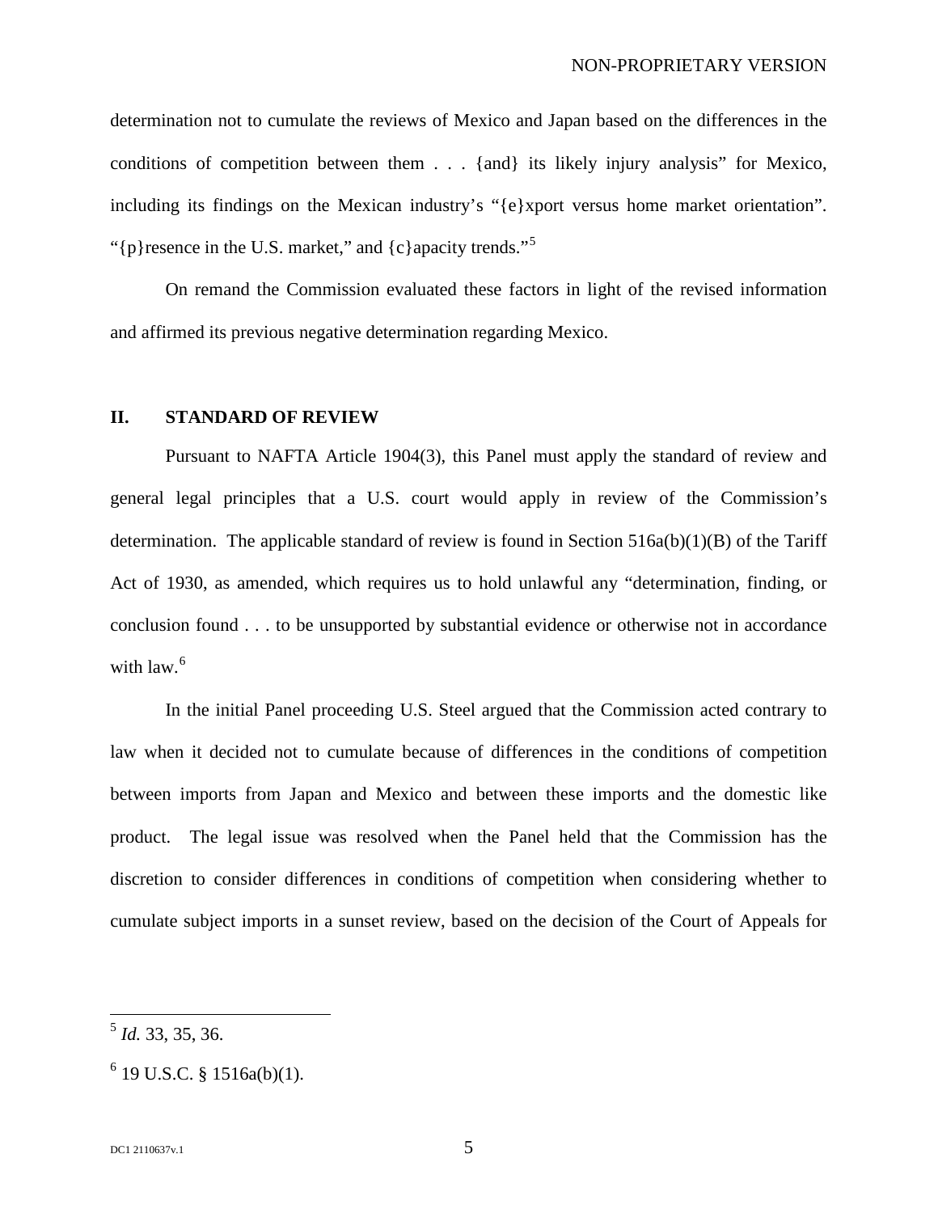determination not to cumulate the reviews of Mexico and Japan based on the differences in the conditions of competition between them . . . {and} its likely injury analysis" for Mexico, including its findings on the Mexican industry's "{e}xport versus home market orientation". "{p}resence in the U.S. market," and {c}apacity trends."[5]

On remand the Commission evaluated these factors in light of the revised information and affirmed its previous negative determination regarding Mexico.

## II. STANDARD OF REVIEW

Pursuant to NAFTA Article 1904(3), this Panel must apply the standard of review and general legal principles that a U.S. court would apply in review of the Commission's determination. The applicable standard of review is found in Section 516a(b)(1)(B) of the Tariff Act of 1930, as amended, which requires us to hold unlawful any "determination, finding, or conclusion found . . . to be unsupported by substantial evidence or otherwise not in accordance with law.[6]

In the initial Panel proceeding U.S. Steel argued that the Commission acted contrary to law when it decided not to cumulate because of differences in the conditions of competition between imports from Japan and Mexico and between these imports and the domestic like product. The legal issue was resolved when the Panel held that the Commission has the discretion to consider differences in conditions of competition when considering whether to cumulate subject imports in a sunset review, based on the decision of the Court of Appeals for

---

[5] *Id.* 33, 35, 36.

[6] 19 U.S.C. § 1516a(b)(1).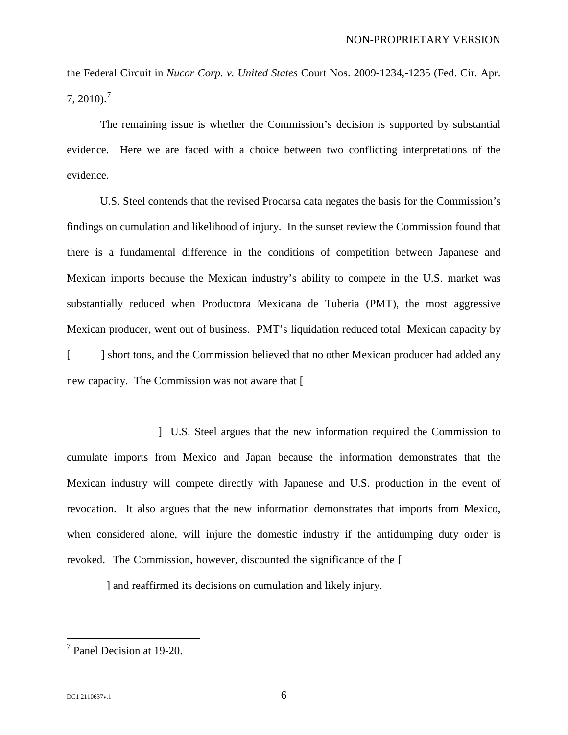the Federal Circuit in *Nucor Corp. v. United States* Court Nos. 2009-1234,-1235 (Fed. Cir. Apr. 7, 2010).[7]

The remaining issue is whether the Commission's decision is supported by substantial evidence. Here we are faced with a choice between two conflicting interpretations of the evidence.

U.S. Steel contends that the revised Procarsa data negates the basis for the Commission's findings on cumulation and likelihood of injury. In the sunset review the Commission found that there is a fundamental difference in the conditions of competition between Japanese and Mexican imports because the Mexican industry's ability to compete in the U.S. market was substantially reduced when Productora Mexicana de Tuberia (PMT), the most aggressive Mexican producer, went out of business. PMT's liquidation reduced total Mexican capacity by [ ] short tons, and the Commission believed that no other Mexican producer had added any new capacity. The Commission was not aware that [ ] U.S. Steel argues that the new information required the Commission to cumulate imports from Mexico and Japan because the information demonstrates that the Mexican industry will compete directly with Japanese and U.S. production in the event of revocation. It also argues that the new information demonstrates that imports from Mexico, when considered alone, will injure the domestic industry if the antidumping duty order is revoked. The Commission, however, discounted the significance of the [ ] and reaffirmed its decisions on cumulation and likely injury.

---

[7] Panel Decision at 19-20.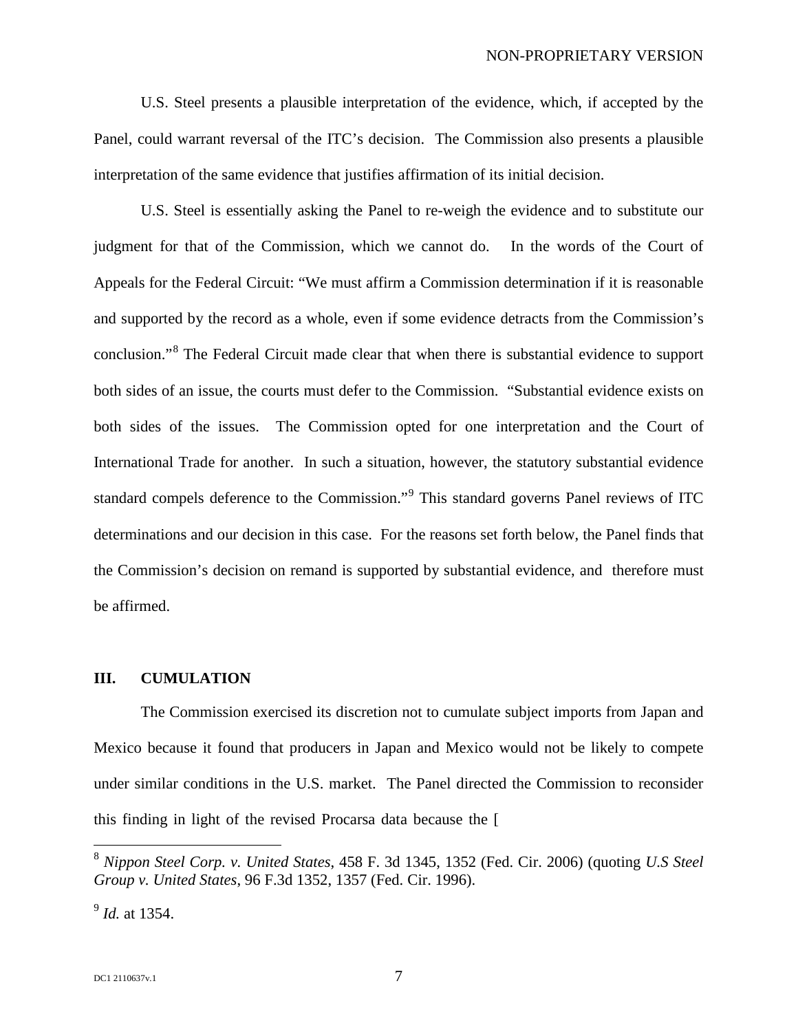U.S. Steel presents a plausible interpretation of the evidence, which, if accepted by the Panel, could warrant reversal of the ITC's decision. The Commission also presents a plausible interpretation of the same evidence that justifies affirmation of its initial decision.

U.S. Steel is essentially asking the Panel to re-weigh the evidence and to substitute our judgment for that of the Commission, which we cannot do. In the words of the Court of Appeals for the Federal Circuit: "We must affirm a Commission determination if it is reasonable and supported by the record as a whole, even if some evidence detracts from the Commission's conclusion."[8] The Federal Circuit made clear that when there is substantial evidence to support both sides of an issue, the courts must defer to the Commission. "Substantial evidence exists on both sides of the issues. The Commission opted for one interpretation and the Court of International Trade for another. In such a situation, however, the statutory substantial evidence standard compels deference to the Commission."[9] This standard governs Panel reviews of ITC determinations and our decision in this case. For the reasons set forth below, the Panel finds that the Commission's decision on remand is supported by substantial evidence, and therefore must be affirmed.

## III. CUMULATION

The Commission exercised its discretion not to cumulate subject imports from Japan and Mexico because it found that producers in Japan and Mexico would not be likely to compete under similar conditions in the U.S. market. The Panel directed the Commission to reconsider this finding in light of the revised Procarsa data because the [

---

[8] *Nippon Steel Corp. v. United States*, 458 F. 3d 1345, 1352 (Fed. Cir. 2006) (quoting *U.S Steel Group v. United States*, 96 F.3d 1352, 1357 (Fed. Cir. 1996).

[9] *Id.* at 1354.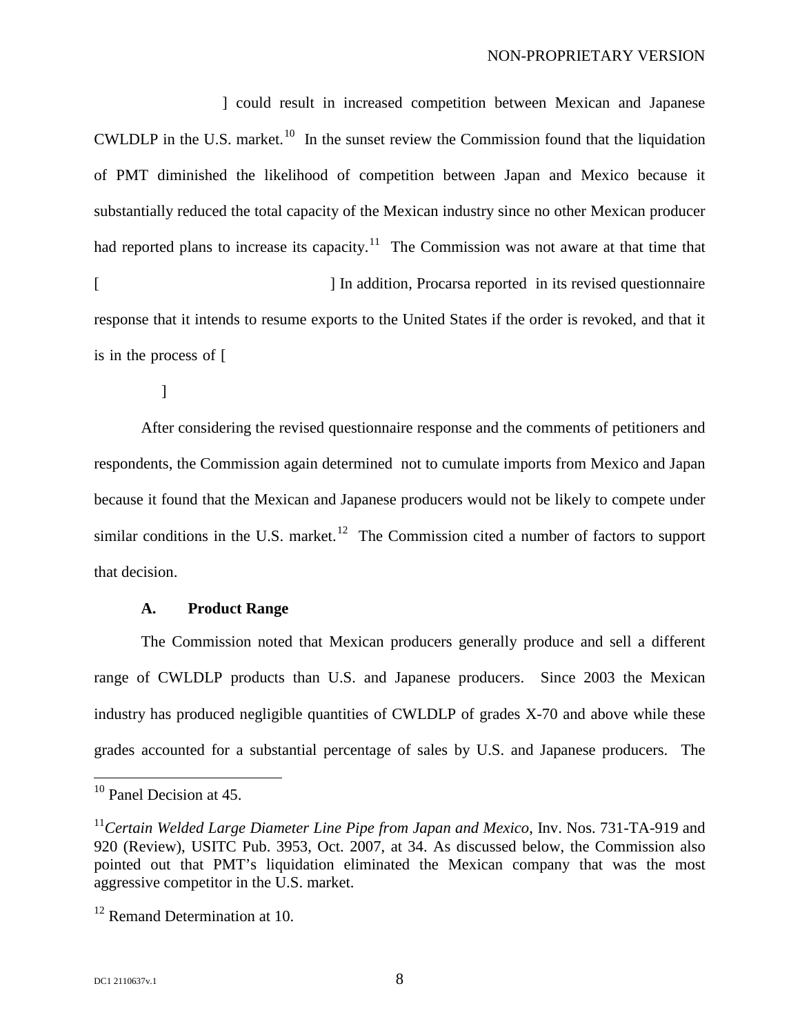] could result in increased competition between Mexican and Japanese CWLDLP in the U.S. market.[10] In the sunset review the Commission found that the liquidation of PMT diminished the likelihood of competition between Japan and Mexico because it substantially reduced the total capacity of the Mexican industry since no other Mexican producer had reported plans to increase its capacity.[11] The Commission was not aware at that time that [ ] In addition, Procarsa reported in its revised questionnaire response that it intends to resume exports to the United States if the order is revoked, and that it is in the process of [

]

After considering the revised questionnaire response and the comments of petitioners and respondents, the Commission again determined not to cumulate imports from Mexico and Japan because it found that the Mexican and Japanese producers would not be likely to compete under similar conditions in the U.S. market.[12] The Commission cited a number of factors to support that decision.

### A. Product Range

The Commission noted that Mexican producers generally produce and sell a different range of CWLDLP products than U.S. and Japanese producers. Since 2003 the Mexican industry has produced negligible quantities of CWLDLP of grades X-70 and above while these grades accounted for a substantial percentage of sales by U.S. and Japanese producers. The

---

[10] Panel Decision at 45.

[11] *Certain Welded Large Diameter Line Pipe from Japan and Mexico*, Inv. Nos. 731-TA-919 and 920 (Review), USITC Pub. 3953, Oct. 2007, at 34. As discussed below, the Commission also pointed out that PMT's liquidation eliminated the Mexican company that was the most aggressive competitor in the U.S. market.

[12] Remand Determination at 10.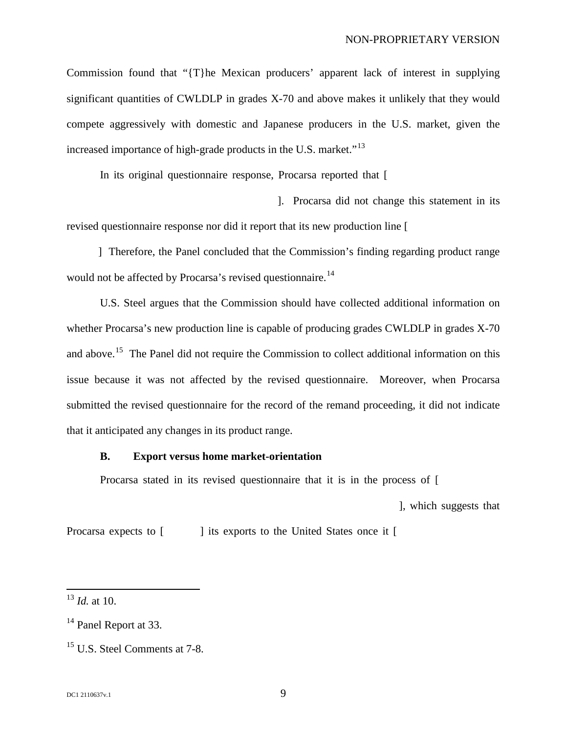Commission found that "{T}he Mexican producers' apparent lack of interest in supplying significant quantities of CWLDLP in grades X-70 and above makes it unlikely that they would compete aggressively with domestic and Japanese producers in the U.S. market, given the increased importance of high-grade products in the U.S. market."[13]

In its original questionnaire response, Procarsa reported that [ ]. Procarsa did not change this statement in its revised questionnaire response nor did it report that its new production line [ ] Therefore, the Panel concluded that the Commission's finding regarding product range would not be affected by Procarsa's revised questionnaire.[14]

U.S. Steel argues that the Commission should have collected additional information on whether Procarsa's new production line is capable of producing grades CWLDLP in grades X-70 and above.[15] The Panel did not require the Commission to collect additional information on this issue because it was not affected by the revised questionnaire. Moreover, when Procarsa submitted the revised questionnaire for the record of the remand proceeding, it did not indicate that it anticipated any changes in its product range.

**B. Export versus home market-orientation**

Procarsa stated in its revised questionnaire that it is in the process of [ ], which suggests that Procarsa expects to [ ] its exports to the United States once it [

---

[13] *Id.* at 10.

[14] Panel Report at 33.

[15] U.S. Steel Comments at 7-8.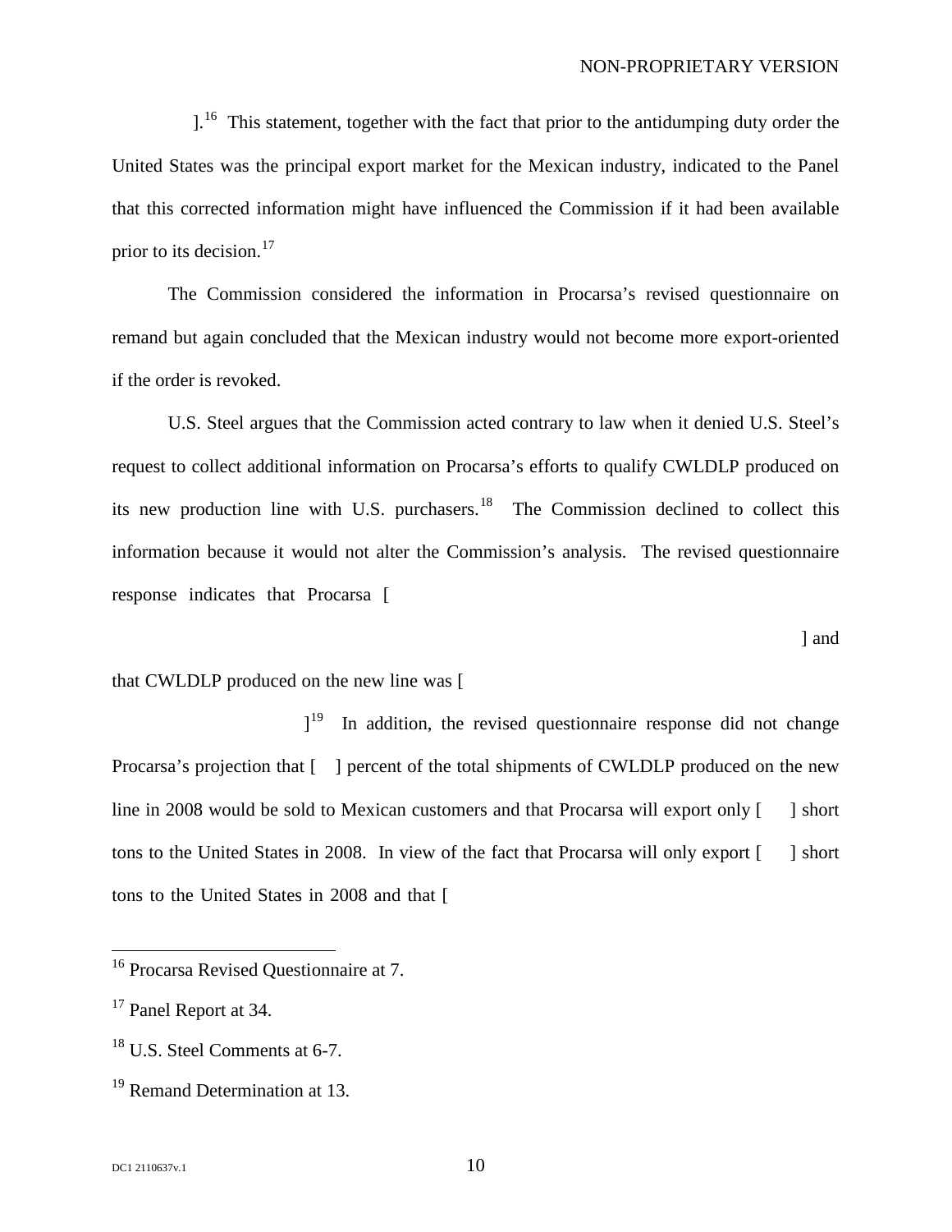].[16] This statement, together with the fact that prior to the antidumping duty order the United States was the principal export market for the Mexican industry, indicated to the Panel that this corrected information might have influenced the Commission if it had been available prior to its decision.[17]

The Commission considered the information in Procarsa's revised questionnaire on remand but again concluded that the Mexican industry would not become more export-oriented if the order is revoked.

U.S. Steel argues that the Commission acted contrary to law when it denied U.S. Steel's request to collect additional information on Procarsa's efforts to qualify CWLDLP produced on its new production line with U.S. purchasers.[18] The Commission declined to collect this information because it would not alter the Commission's analysis. The revised questionnaire response indicates that Procarsa [

] and

that CWLDLP produced on the new line was [

][19] In addition, the revised questionnaire response did not change Procarsa's projection that [ ] percent of the total shipments of CWLDLP produced on the new line in 2008 would be sold to Mexican customers and that Procarsa will export only [ ] short tons to the United States in 2008. In view of the fact that Procarsa will only export [ ] short tons to the United States in 2008 and that [

---

[16] Procarsa Revised Questionnaire at 7.

[17] Panel Report at 34.

[18] U.S. Steel Comments at 6-7.

[19] Remand Determination at 13.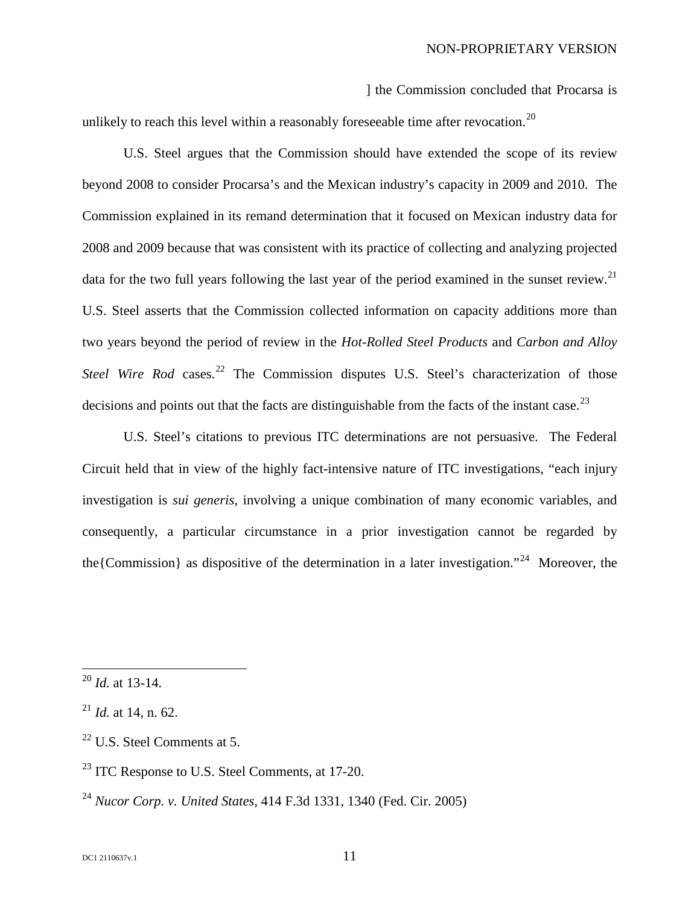] the Commission concluded that Procarsa is unlikely to reach this level within a reasonably foreseeable time after revocation.[20]

U.S. Steel argues that the Commission should have extended the scope of its review beyond 2008 to consider Procarsa's and the Mexican industry's capacity in 2009 and 2010. The Commission explained in its remand determination that it focused on Mexican industry data for 2008 and 2009 because that was consistent with its practice of collecting and analyzing projected data for the two full years following the last year of the period examined in the sunset review.[21] U.S. Steel asserts that the Commission collected information on capacity additions more than two years beyond the period of review in the *Hot-Rolled Steel Products* and *Carbon and Alloy Steel Wire Rod* cases.[22] The Commission disputes U.S. Steel's characterization of those decisions and points out that the facts are distinguishable from the facts of the instant case.[23]

U.S. Steel's citations to previous ITC determinations are not persuasive. The Federal Circuit held that in view of the highly fact-intensive nature of ITC investigations, "each injury investigation is *sui generis*, involving a unique combination of many economic variables, and consequently, a particular circumstance in a prior investigation cannot be regarded by the{Commission} as dispositive of the determination in a later investigation."[24] Moreover, the

---

[20] *Id.* at 13-14.

[21] *Id.* at 14, n. 62.

[22] U.S. Steel Comments at 5.

[23] ITC Response to U.S. Steel Comments, at 17-20.

[24] *Nucor Corp. v. United States*, 414 F.3d 1331, 1340 (Fed. Cir. 2005)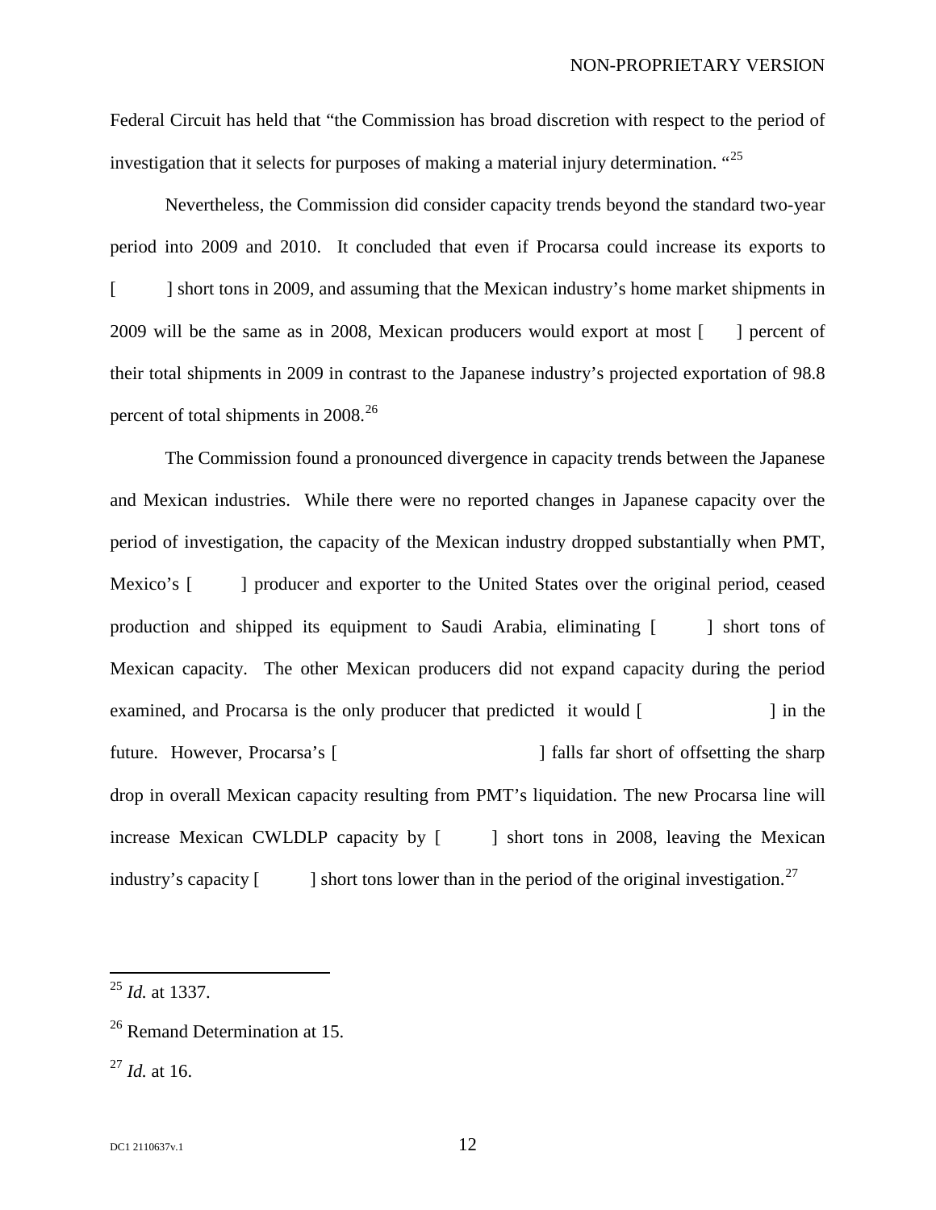Federal Circuit has held that "the Commission has broad discretion with respect to the period of investigation that it selects for purposes of making a material injury determination. "[25]

Nevertheless, the Commission did consider capacity trends beyond the standard two-year period into 2009 and 2010. It concluded that even if Procarsa could increase its exports to [ ] short tons in 2009, and assuming that the Mexican industry's home market shipments in 2009 will be the same as in 2008, Mexican producers would export at most [ ] percent of their total shipments in 2009 in contrast to the Japanese industry's projected exportation of 98.8 percent of total shipments in 2008.[26]

The Commission found a pronounced divergence in capacity trends between the Japanese and Mexican industries. While there were no reported changes in Japanese capacity over the period of investigation, the capacity of the Mexican industry dropped substantially when PMT, Mexico's [ ] producer and exporter to the United States over the original period, ceased production and shipped its equipment to Saudi Arabia, eliminating [ ] short tons of Mexican capacity. The other Mexican producers did not expand capacity during the period examined, and Procarsa is the only producer that predicted it would [ ] in the future. However, Procarsa's [ ] falls far short of offsetting the sharp drop in overall Mexican capacity resulting from PMT's liquidation. The new Procarsa line will increase Mexican CWLDLP capacity by [ ] short tons in 2008, leaving the Mexican industry's capacity [ ] short tons lower than in the period of the original investigation.[27]

---

[25] *Id.* at 1337.

[26] Remand Determination at 15.

[27] *Id.* at 16.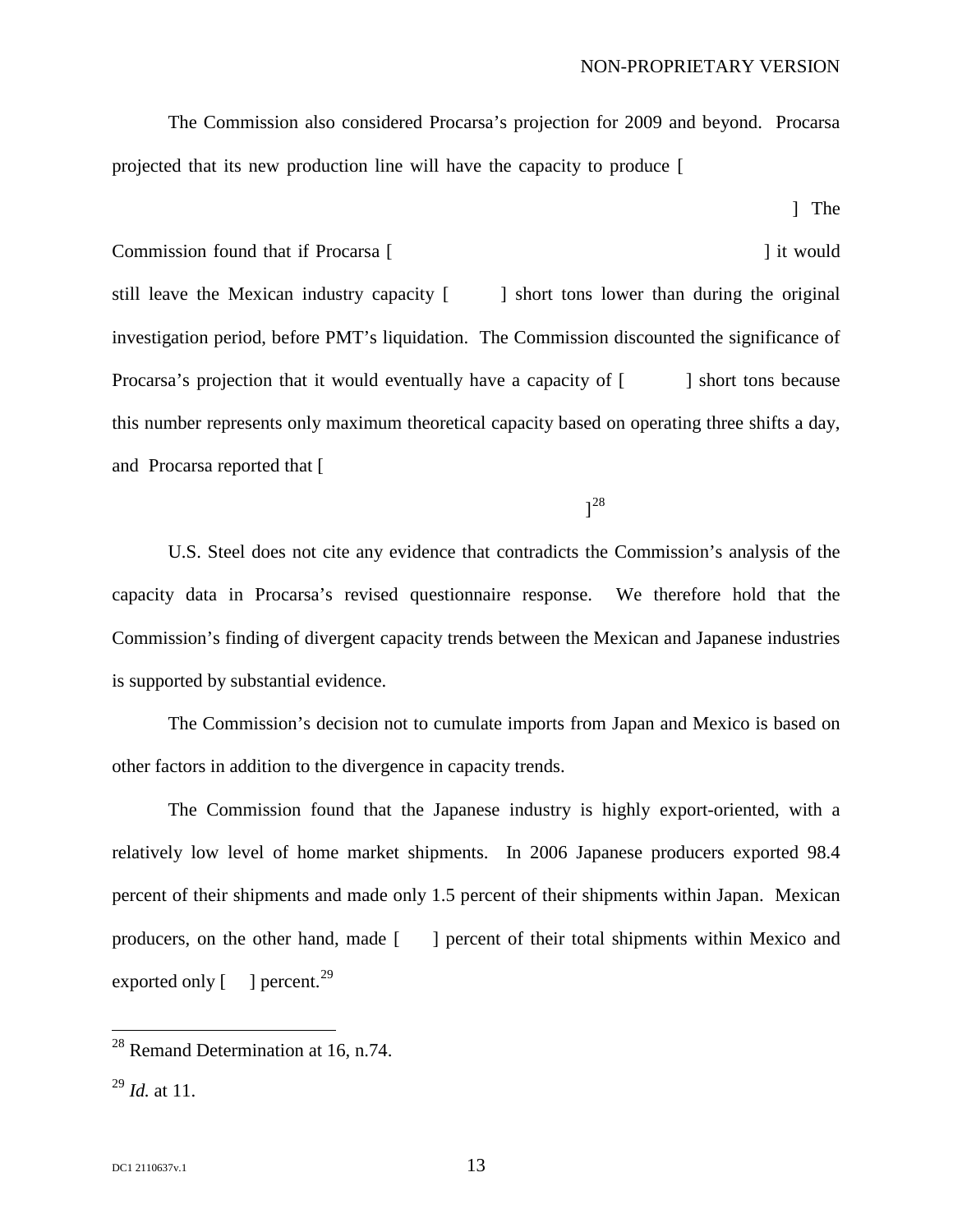NON-PROPRIETARY VERSION

The Commission also considered Procarsa's projection for 2009 and beyond. Procarsa projected that its new production line will have the capacity to produce [ ] The Commission found that if Procarsa [ ] it would still leave the Mexican industry capacity [ ] short tons lower than during the original investigation period, before PMT's liquidation. The Commission discounted the significance of Procarsa's projection that it would eventually have a capacity of [ ] short tons because this number represents only maximum theoretical capacity based on operating three shifts a day, and Procarsa reported that [ ][28]

U.S. Steel does not cite any evidence that contradicts the Commission's analysis of the capacity data in Procarsa's revised questionnaire response. We therefore hold that the Commission's finding of divergent capacity trends between the Mexican and Japanese industries is supported by substantial evidence.

The Commission's decision not to cumulate imports from Japan and Mexico is based on other factors in addition to the divergence in capacity trends.

The Commission found that the Japanese industry is highly export-oriented, with a relatively low level of home market shipments. In 2006 Japanese producers exported 98.4 percent of their shipments and made only 1.5 percent of their shipments within Japan. Mexican producers, on the other hand, made [ ] percent of their total shipments within Mexico and exported only [ ] percent.[29]

---

[28] Remand Determination at 16, n.74.

[29] *Id.* at 11.

DC1 2110637v.1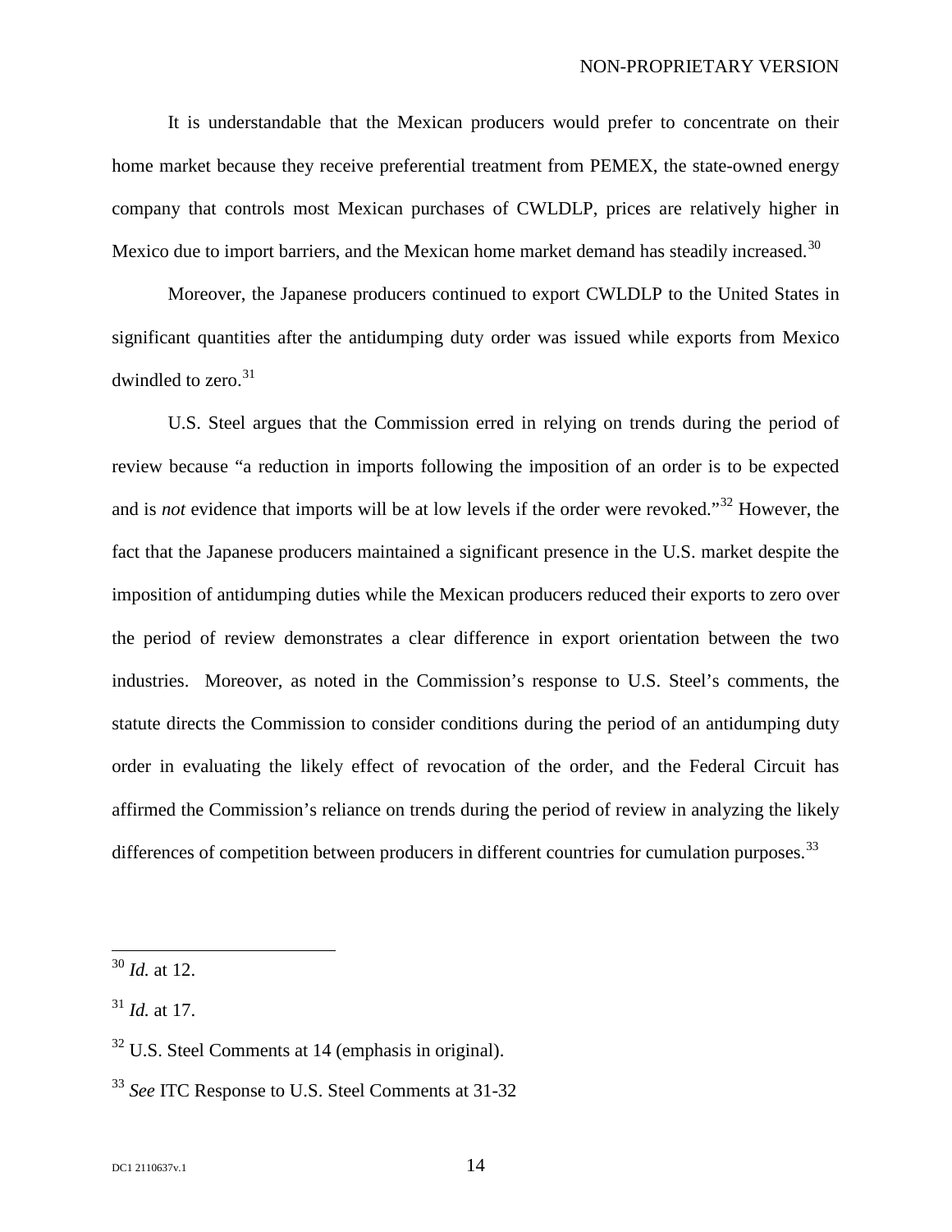It is understandable that the Mexican producers would prefer to concentrate on their home market because they receive preferential treatment from PEMEX, the state-owned energy company that controls most Mexican purchases of CWLDLP, prices are relatively higher in Mexico due to import barriers, and the Mexican home market demand has steadily increased.[30]

Moreover, the Japanese producers continued to export CWLDLP to the United States in significant quantities after the antidumping duty order was issued while exports from Mexico dwindled to zero.[31]

U.S. Steel argues that the Commission erred in relying on trends during the period of review because "a reduction in imports following the imposition of an order is to be expected and is *not* evidence that imports will be at low levels if the order were revoked."[32] However, the fact that the Japanese producers maintained a significant presence in the U.S. market despite the imposition of antidumping duties while the Mexican producers reduced their exports to zero over the period of review demonstrates a clear difference in export orientation between the two industries. Moreover, as noted in the Commission's response to U.S. Steel's comments, the statute directs the Commission to consider conditions during the period of an antidumping duty order in evaluating the likely effect of revocation of the order, and the Federal Circuit has affirmed the Commission's reliance on trends during the period of review in analyzing the likely differences of competition between producers in different countries for cumulation purposes.[33]

---

[30] *Id.* at 12.

[31] *Id.* at 17.

[32] U.S. Steel Comments at 14 (emphasis in original).

[33] *See* ITC Response to U.S. Steel Comments at 31-32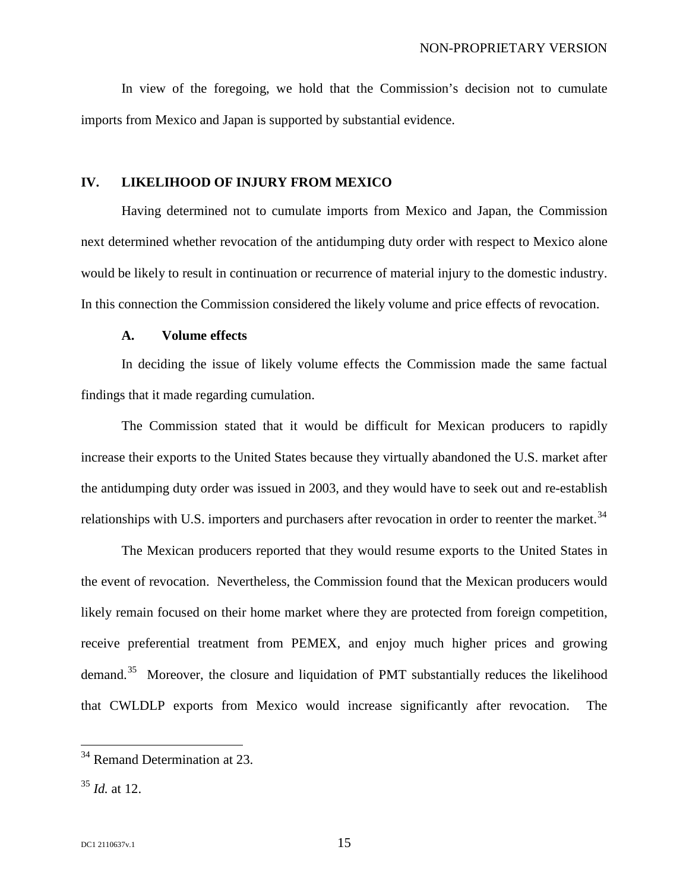In view of the foregoing, we hold that the Commission's decision not to cumulate imports from Mexico and Japan is supported by substantial evidence.

## IV. LIKELIHOOD OF INJURY FROM MEXICO

Having determined not to cumulate imports from Mexico and Japan, the Commission next determined whether revocation of the antidumping duty order with respect to Mexico alone would be likely to result in continuation or recurrence of material injury to the domestic industry. In this connection the Commission considered the likely volume and price effects of revocation.

### A. Volume effects

In deciding the issue of likely volume effects the Commission made the same factual findings that it made regarding cumulation.

The Commission stated that it would be difficult for Mexican producers to rapidly increase their exports to the United States because they virtually abandoned the U.S. market after the antidumping duty order was issued in 2003, and they would have to seek out and re-establish relationships with U.S. importers and purchasers after revocation in order to reenter the market.[34]

The Mexican producers reported that they would resume exports to the United States in the event of revocation. Nevertheless, the Commission found that the Mexican producers would likely remain focused on their home market where they are protected from foreign competition, receive preferential treatment from PEMEX, and enjoy much higher prices and growing demand.[35] Moreover, the closure and liquidation of PMT substantially reduces the likelihood that CWLDLP exports from Mexico would increase significantly after revocation. The

---

[34] Remand Determination at 23.

[35] *Id.* at 12.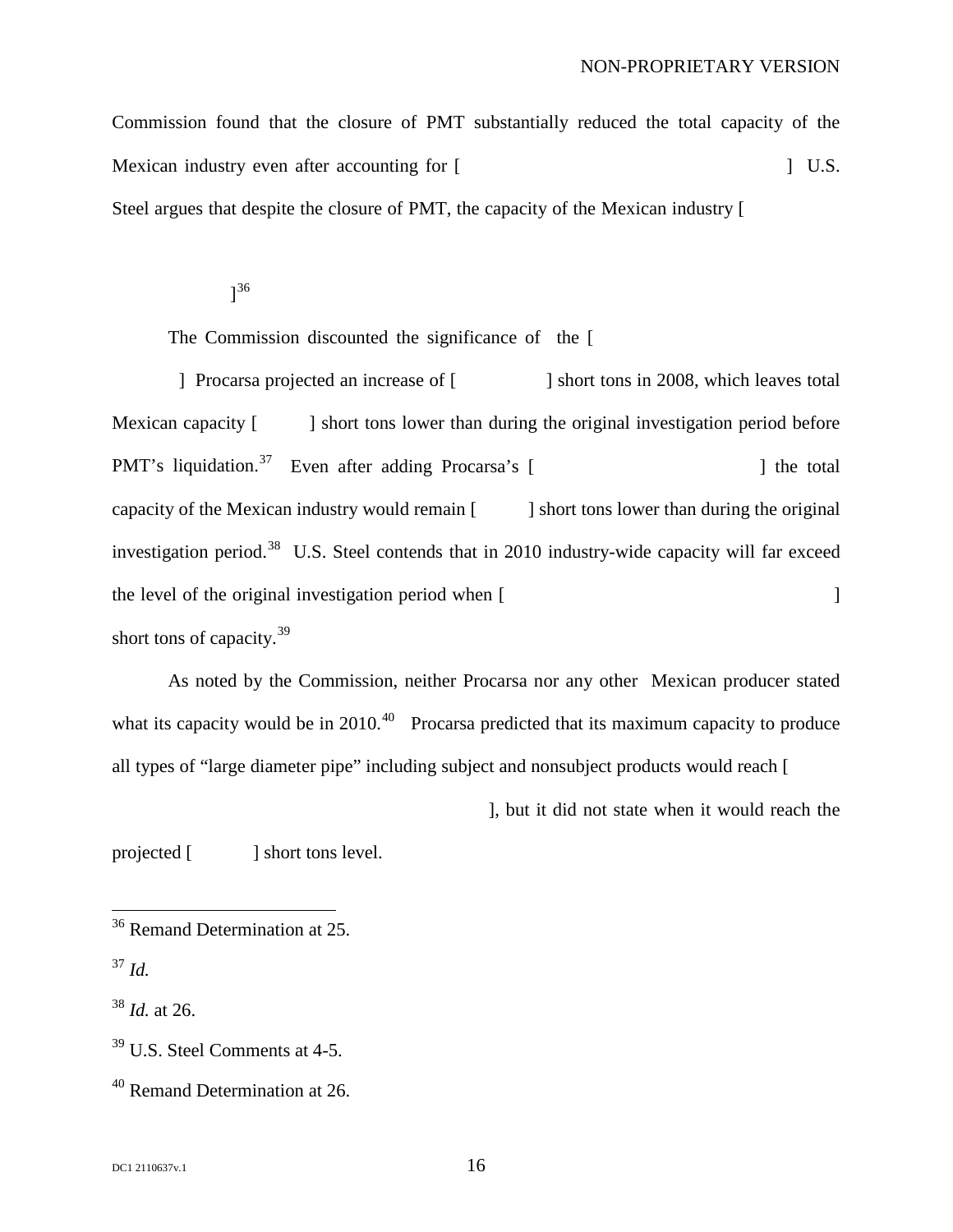Commission found that the closure of PMT substantially reduced the total capacity of the Mexican industry even after accounting for [ ] U.S. Steel argues that despite the closure of PMT, the capacity of the Mexican industry [

]^36

The Commission discounted the significance of the [

] Procarsa projected an increase of [ ] short tons in 2008, which leaves total Mexican capacity [ ] short tons lower than during the original investigation period before PMT's liquidation.[37] Even after adding Procarsa's [ ] the total capacity of the Mexican industry would remain [ ] short tons lower than during the original investigation period.[38] U.S. Steel contends that in 2010 industry-wide capacity will far exceed the level of the original investigation period when [ ] short tons of capacity.[39]

As noted by the Commission, neither Procarsa nor any other Mexican producer stated what its capacity would be in 2010.[40] Procarsa predicted that its maximum capacity to produce all types of "large diameter pipe" including subject and nonsubject products would reach [

], but it did not state when it would reach the projected [ ] short tons level.

---

[36] Remand Determination at 25.

[37] *Id.*

[38] *Id.* at 26.

[39] U.S. Steel Comments at 4-5.

[40] Remand Determination at 26.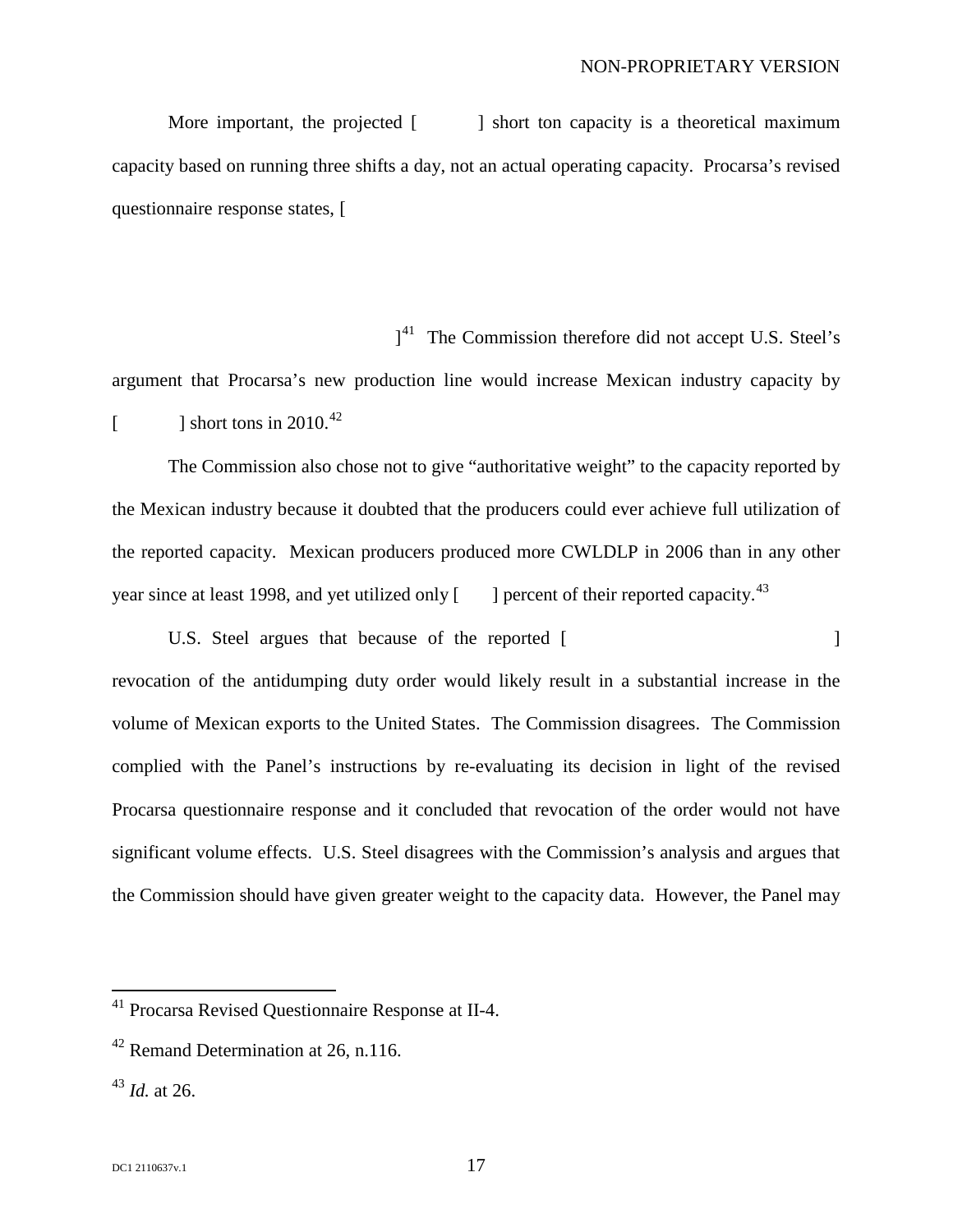More important, the projected [          ] short ton capacity is a theoretical maximum capacity based on running three shifts a day, not an actual operating capacity. Procarsa's revised questionnaire response states, [

][41] The Commission therefore did not accept U.S. Steel's argument that Procarsa's new production line would increase Mexican industry capacity by [          ] short tons in 2010.[42]

The Commission also chose not to give "authoritative weight" to the capacity reported by the Mexican industry because it doubted that the producers could ever achieve full utilization of the reported capacity. Mexican producers produced more CWLDLP in 2006 than in any other year since at least 1998, and yet utilized only [      ] percent of their reported capacity.[43]

U.S. Steel argues that because of the reported [                                        ] revocation of the antidumping duty order would likely result in a substantial increase in the volume of Mexican exports to the United States. The Commission disagrees. The Commission complied with the Panel's instructions by re-evaluating its decision in light of the revised Procarsa questionnaire response and it concluded that revocation of the order would not have significant volume effects. U.S. Steel disagrees with the Commission's analysis and argues that the Commission should have given greater weight to the capacity data. However, the Panel may

---

[41] Procarsa Revised Questionnaire Response at II-4.

[42] Remand Determination at 26, n.116.

[43] *Id.* at 26.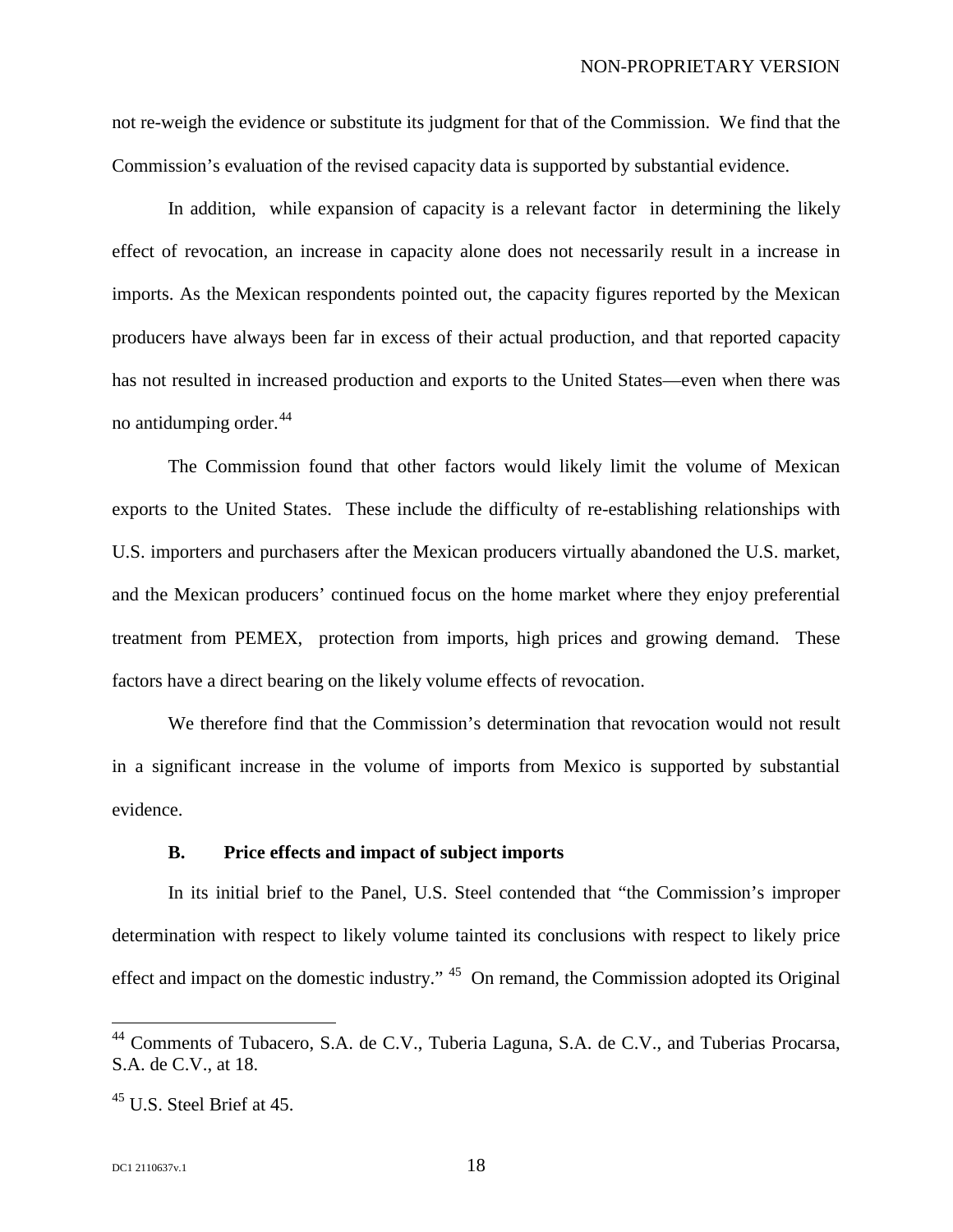not re-weigh the evidence or substitute its judgment for that of the Commission. We find that the Commission's evaluation of the revised capacity data is supported by substantial evidence.

In addition, while expansion of capacity is a relevant factor in determining the likely effect of revocation, an increase in capacity alone does not necessarily result in a increase in imports. As the Mexican respondents pointed out, the capacity figures reported by the Mexican producers have always been far in excess of their actual production, and that reported capacity has not resulted in increased production and exports to the United States—even when there was no antidumping order.[44]

The Commission found that other factors would likely limit the volume of Mexican exports to the United States. These include the difficulty of re-establishing relationships with U.S. importers and purchasers after the Mexican producers virtually abandoned the U.S. market, and the Mexican producers' continued focus on the home market where they enjoy preferential treatment from PEMEX, protection from imports, high prices and growing demand. These factors have a direct bearing on the likely volume effects of revocation.

We therefore find that the Commission's determination that revocation would not result in a significant increase in the volume of imports from Mexico is supported by substantial evidence.

### B. Price effects and impact of subject imports

In its initial brief to the Panel, U.S. Steel contended that "the Commission's improper determination with respect to likely volume tainted its conclusions with respect to likely price effect and impact on the domestic industry."[45] On remand, the Commission adopted its Original

---

[44] Comments of Tubacero, S.A. de C.V., Tuberia Laguna, S.A. de C.V., and Tuberias Procarsa, S.A. de C.V., at 18.

[45] U.S. Steel Brief at 45.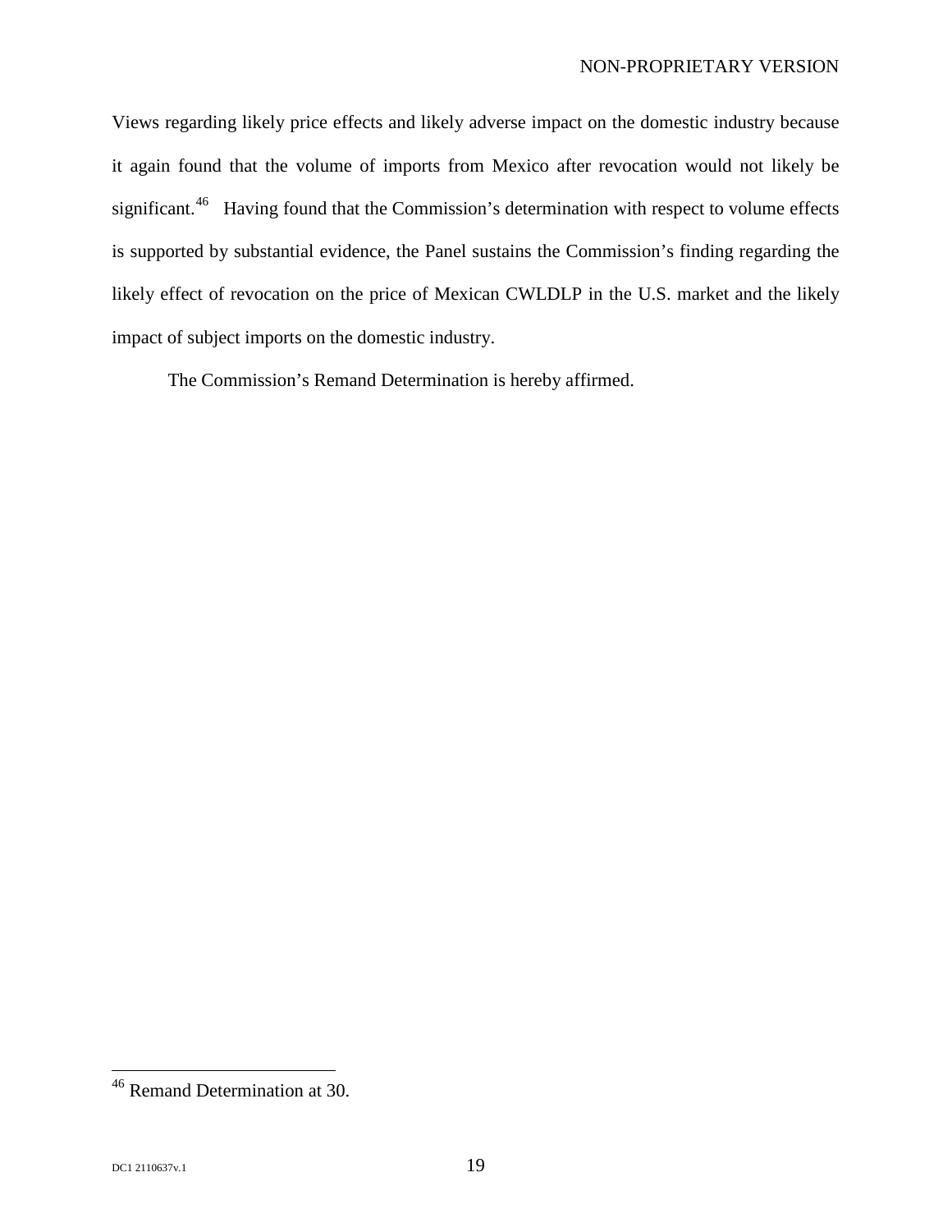Views regarding likely price effects and likely adverse impact on the domestic industry because it again found that the volume of imports from Mexico after revocation would not likely be significant.[46] Having found that the Commission's determination with respect to volume effects is supported by substantial evidence, the Panel sustains the Commission's finding regarding the likely effect of revocation on the price of Mexican CWLDLP in the U.S. market and the likely impact of subject imports on the domestic industry.

The Commission's Remand Determination is hereby affirmed.

---

[46] Remand Determination at 30.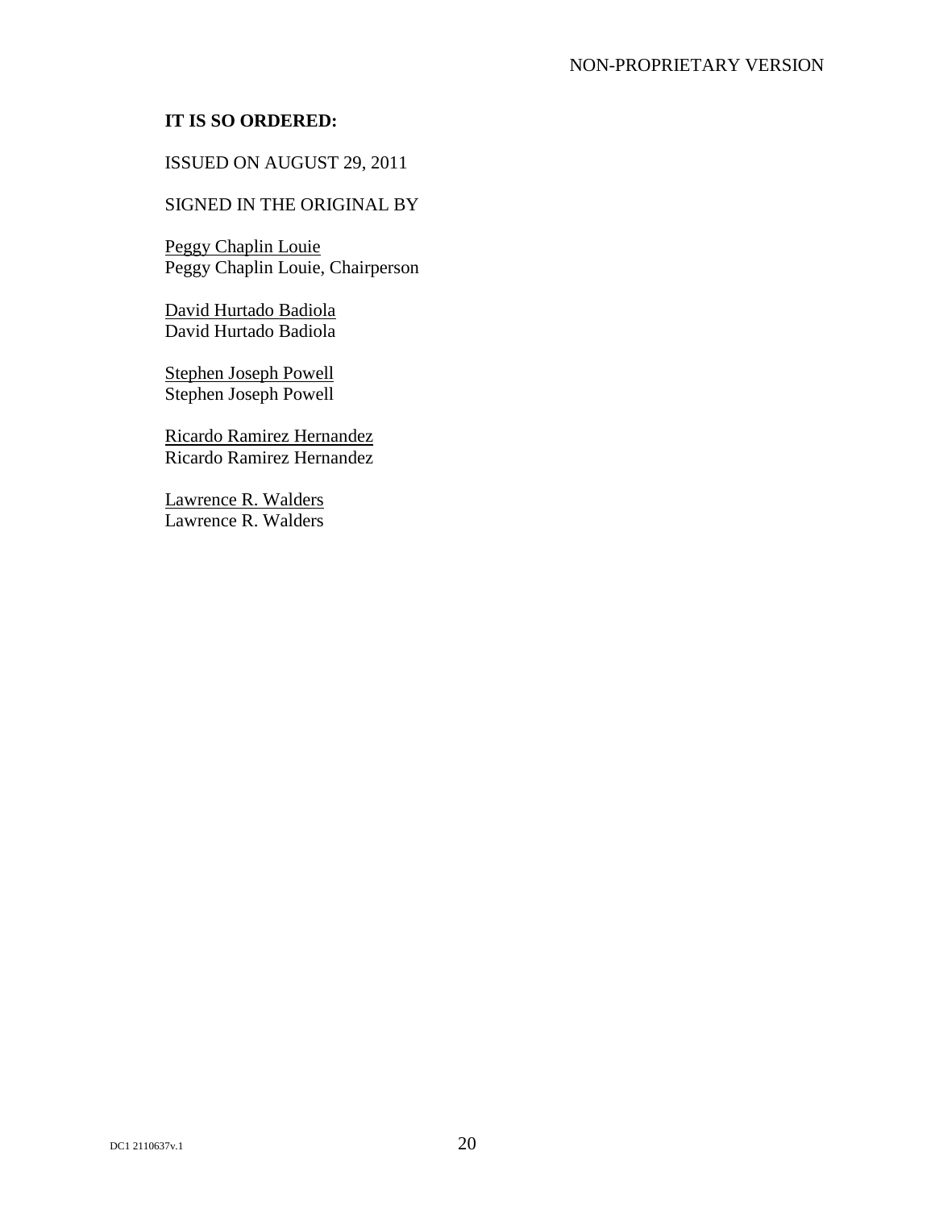**IT IS SO ORDERED:**

ISSUED ON AUGUST 29, 2011

SIGNED IN THE ORIGINAL BY

Peggy Chaplin Louie
Peggy Chaplin Louie, Chairperson

David Hurtado Badiola
David Hurtado Badiola

Stephen Joseph Powell
Stephen Joseph Powell

Ricardo Ramirez Hernandez
Ricardo Ramirez Hernandez

Lawrence R. Walders
Lawrence R. Walders